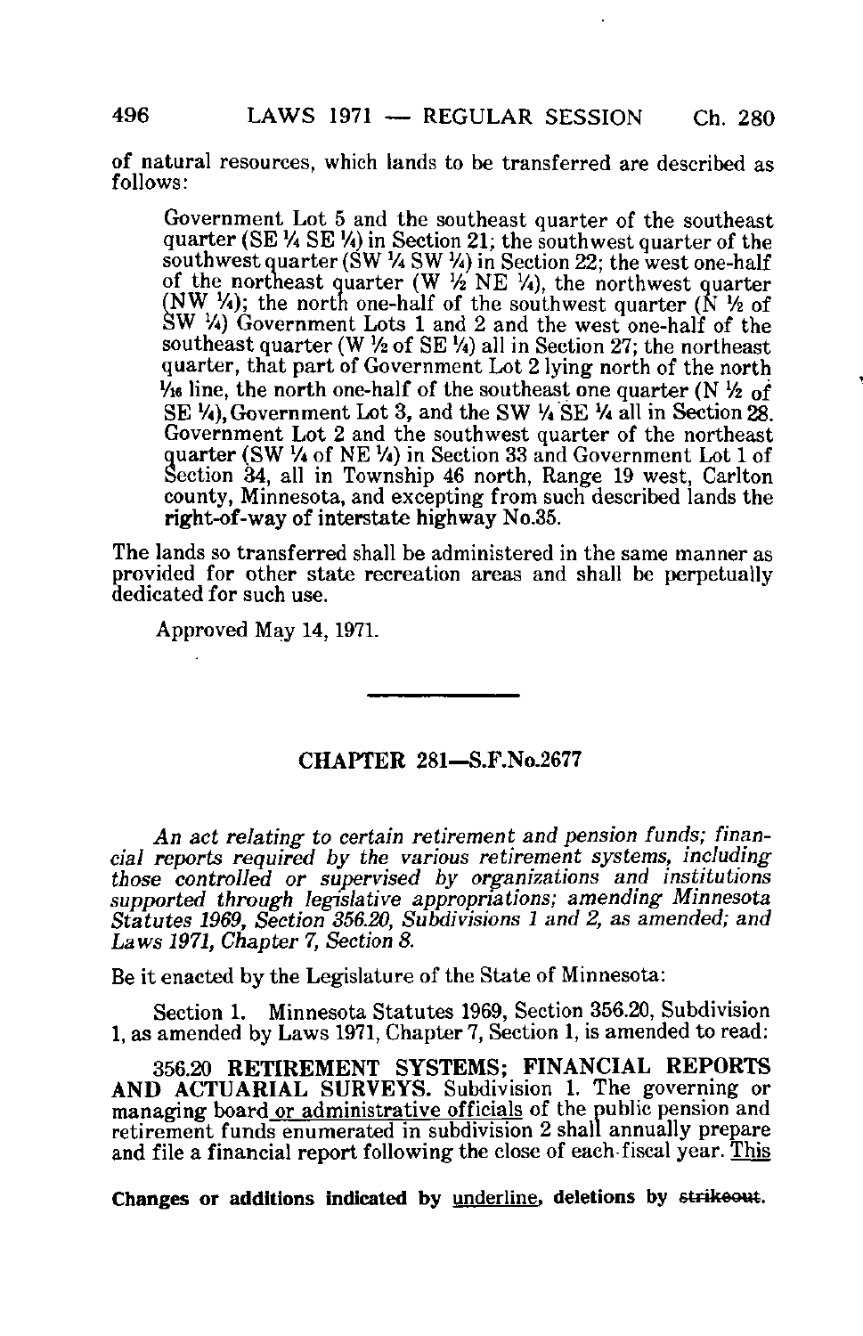of natural resources, which lands to be transferred are described as follows:

> Government Lot 5 and the southeast quarter of the southeast quarter (SE ¼ SE ¼) in Section 21; the southwest quarter of the southwest quarter (SW ¼ SW ¼) in Section 22; the west one-half of the northeast quarter (W ½ NE ¼), the northwest quarter (NW ¼); the north one-half of the southwest quarter (N ½ of SW ¼) Government Lots 1 and 2 and the west one-half of the southeast quarter (W ½ of SE ¼) all in Section 27; the northeast quarter, that part of Government Lot 2 lying north of the north 1/16 line, the north one-half of the southeast one quarter (N ½ of SE ¼), Government Lot 3, and the SW ¼ SE ¼ all in Section 28. Government Lot 2 and the southwest quarter of the northeast quarter (SW ¼ of NE ¼) in Section 33 and Government Lot 1 of Section 34, all in Township 46 north, Range 19 west, Carlton county, Minnesota, and excepting from such described lands the **right-of-way of interstate highway No.35.**

The lands so transferred shall be administered in the same manner as provided for other state recreation areas and shall be perpetually dedicated for such use.

Approved May 14, 1971.

---

## CHAPTER 281—S.F.No.2677

*An act relating to certain retirement and pension funds; financial reports required by the various retirement systems, including those controlled or supervised by organizations and institutions supported through legislative appropriations; amending Minnesota Statutes 1969, Section 356.20, Subdivisions 1 and 2, as amended; and Laws 1971, Chapter 7, Section 8.*

Be it enacted by the Legislature of the State of Minnesota:

Section 1. Minnesota Statutes 1969, Section 356.20, Subdivision 1, as amended by Laws 1971, Chapter 7, Section 1, is amended to read:

356.20 **RETIREMENT SYSTEMS; FINANCIAL REPORTS AND ACTUARIAL SURVEYS.** Subdivision 1. The governing or managing board <u>or administrative officials</u> of the public pension and retirement funds enumerated in subdivision 2 shall annually prepare and file a financial report following the close of each fiscal year. <u>This</u>

**Changes or additions indicated by <u>underline</u>, deletions by ~~strikeout~~.**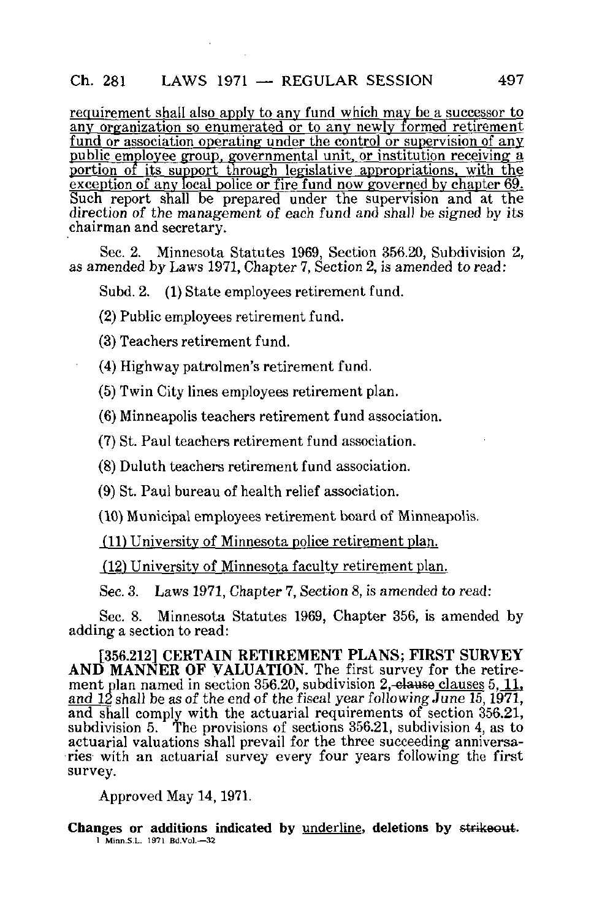requirement shall also apply to any fund which may be a successor to any organization so enumerated or to any newly formed retirement fund or association operating under the control or supervision of any public employee group, governmental unit, or institution receiving a portion of its support through legislative appropriations, with the exception of any local police or fire fund now governed by chapter 69. Such report shall be prepared under the supervision and at the direction of the management of each fund and shall be signed by its chairman and secretary.

Sec. 2. Minnesota Statutes 1969, Section 356.20, Subdivision 2, as amended by Laws 1971, Chapter 7, Section 2, is amended to read:

Subd. 2. (1) State employees retirement fund.

(2) Public employees retirement fund.

(3) Teachers retirement fund.

(4) Highway patrolmen's retirement fund.

(5) Twin City lines employees retirement plan.

(6) Minneapolis teachers retirement fund association.

(7) St. Paul teachers retirement fund association.

(8) Duluth teachers retirement fund association.

(9) St. Paul bureau of health relief association.

(10) Municipal employees retirement board of Minneapolis.

(11) University of Minnesota police retirement plan.

(12) University of Minnesota faculty retirement plan.

Sec. 3. Laws 1971, Chapter 7, Section 8, is amended to read:

Sec. 8. Minnesota Statutes 1969, Chapter 356, is amended by adding a section to read:

[356.212] **CERTAIN RETIREMENT PLANS; FIRST SURVEY AND MANNER OF VALUATION.** The first survey for the retirement plan named in section 356.20, subdivision 2, ~~clause~~ clauses 5, 11, and 12 shall be as of the end of the fiscal year following June 15, 1971, and shall comply with the actuarial requirements of section 356.21, subdivision 5. The provisions of sections 356.21, subdivision 4, as to actuarial valuations shall prevail for the three succeeding anniversaries with an actuarial survey every four years following the first survey.

Approved May 14, 1971.

**Changes or additions indicated by underline, deletions by ~~strikeout~~.**